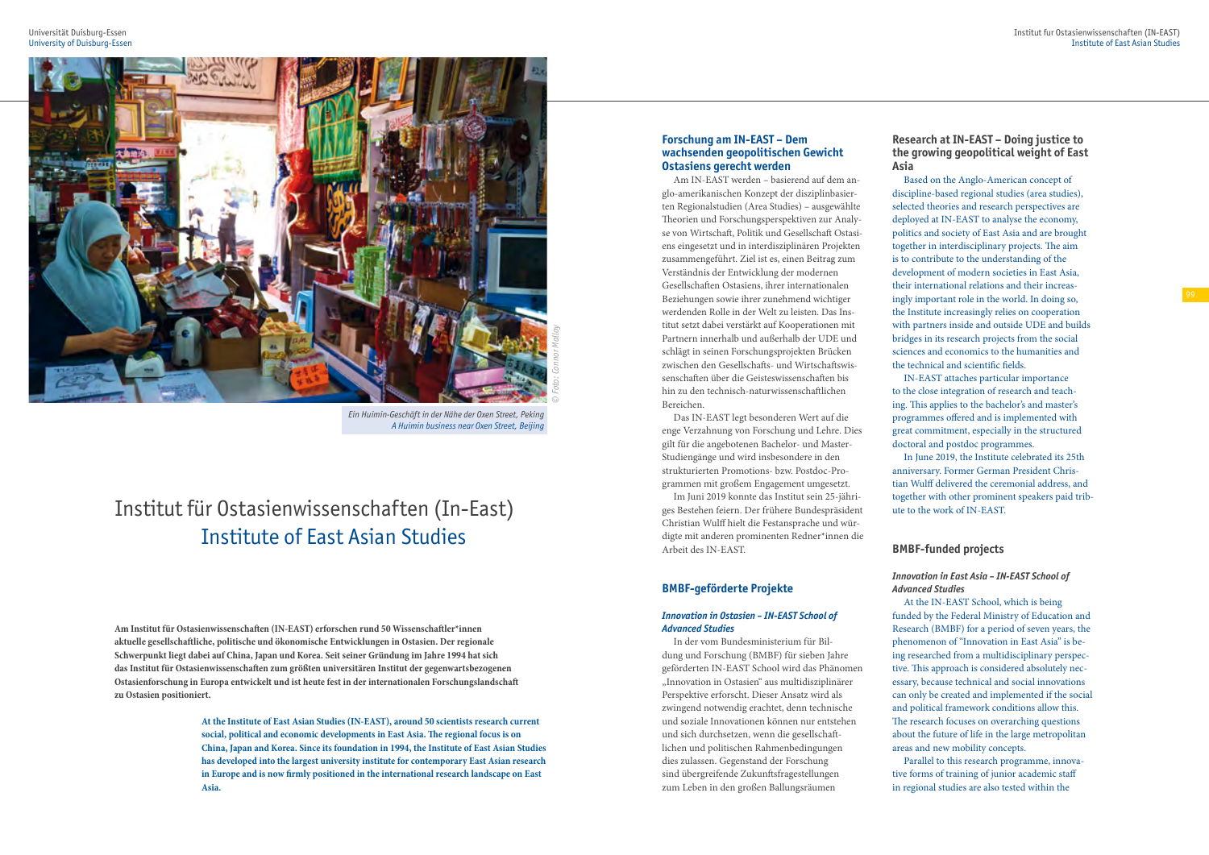Ein Huimin-Geschäft in der Nähe der Oxen Street, Peking
A Huimin business near Oxen Street, Beijing

© Foto: Connor Malloy

# Institut für Ostasienwissenschaften (In-East)
# Institute of East Asian Studies

**Am Institut für Ostasienwissenschaften (IN-EAST) erforschen rund 50 Wissenschaftler\*innen aktuelle gesellschaftliche, politische und ökonomische Entwicklungen in Ostasien. Der regionale Schwerpunkt liegt dabei auf China, Japan und Korea. Seit seiner Gründung im Jahre 1994 hat sich das Institut für Ostasienwissenschaften zum größten universitären Institut der gegenwartsbezogenen Ostasienforschung in Europa entwickelt und ist heute fest in der internationalen Forschungslandschaft zu Ostasien positioniert.**

**At the Institute of East Asian Studies (IN-EAST), around 50 scientists research current social, political and economic developments in East Asia. The regional focus is on China, Japan and Korea. Since its foundation in 1994, the Institute of East Asian Studies has developed into the largest university institute for contemporary East Asian research in Europe and is now firmly positioned in the international research landscape on East Asia.**

## Forschung am IN-EAST – Dem wachsenden geopolitischen Gewicht Ostasiens gerecht werden

Am IN-EAST werden – basierend auf dem anglo-amerikanischen Konzept der disziplinbasierten Regionalstudien (Area Studies) – ausgewählte Theorien und Forschungsperspektiven zur Analyse von Wirtschaft, Politik und Gesellschaft Ostasiens eingesetzt und in interdisziplinären Projekten zusammengeführt. Ziel ist es, einen Beitrag zum Verständnis der Entwicklung der modernen Gesellschaften Ostasiens, ihrer internationalen Beziehungen sowie ihrer zunehmend wichtiger werdenden Rolle in der Welt zu leisten. Das Institut setzt dabei verstärkt auf Kooperationen mit Partnern innerhalb und außerhalb der UDE und schlägt in seinen Forschungsprojekten Brücken zwischen den Gesellschafts- und Wirtschaftswissenschaften über die Geisteswissenschaften bis hin zu den technisch-naturwissenschaftlichen Bereichen.

Das IN-EAST legt besonderen Wert auf die enge Verzahnung von Forschung und Lehre. Dies gilt für die angebotenen Bachelor- und Master-Studiengänge und wird insbesondere in den strukturierten Promotions- bzw. Postdoc-Programmen mit großem Engagement umgesetzt.

Im Juni 2019 konnte das Institut sein 25-jähriges Bestehen feiern. Der frühere Bundespräsident Christian Wulff hielt die Festansprache und würdigte mit anderen prominenten Redner\*innen die Arbeit des IN-EAST.

## BMBF-geförderte Projekte

### *Innovation in Ostasien – IN-EAST School of Advanced Studies*

In der vom Bundesministerium für Bildung und Forschung (BMBF) für sieben Jahre geförderten IN-EAST School wird das Phänomen „Innovation in Ostasien" aus multidisziplinärer Perspektive erforscht. Dieser Ansatz wird als zwingend notwendig erachtet, denn technische und soziale Innovationen können nur entstehen und sich durchsetzen, wenn die gesellschaftlichen und politischen Rahmenbedingungen dies zulassen. Gegenstand der Forschung sind übergreifende Zukunftsfragestellungen zum Leben in den großen Ballungsräumen

## Research at IN-EAST – Doing justice to the growing geopolitical weight of East Asia

Based on the Anglo-American concept of discipline-based regional studies (area studies), selected theories and research perspectives are deployed at IN-EAST to analyse the economy, politics and society of East Asia and are brought together in interdisciplinary projects. The aim is to contribute to the understanding of the development of modern societies in East Asia, their international relations and their increasingly important role in the world. In doing so, the Institute increasingly relies on cooperation with partners inside and outside UDE and builds bridges in its research projects from the social sciences and economics to the humanities and the technical and scientific fields.

IN-EAST attaches particular importance to the close integration of research and teaching. This applies to the bachelor's and master's programmes offered and is implemented with great commitment, especially in the structured doctoral and postdoc programmes.

In June 2019, the Institute celebrated its 25th anniversary. Former German President Christian Wulff delivered the ceremonial address, and together with other prominent speakers paid tribute to the work of IN-EAST.

## BMBF-funded projects

### *Innovation in East Asia – IN-EAST School of Advanced Studies*

At the IN-EAST School, which is being funded by the Federal Ministry of Education and Research (BMBF) for a period of seven years, the phenomenon of "Innovation in East Asia" is being researched from a multidisciplinary perspective. This approach is considered absolutely necessary, because technical and social innovations can only be created and implemented if the social and political framework conditions allow this. The research focuses on overarching questions about the future of life in the large metropolitan areas and new mobility concepts.

Parallel to this research programme, innovative forms of training of junior academic staff in regional studies are also tested within the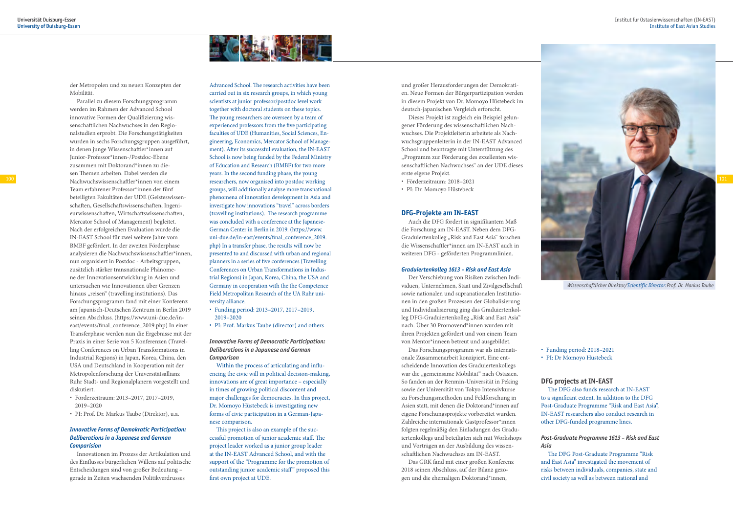der Metropolen und zu neuen Konzepten der Mobilität.

Parallel zu diesem Forschungsprogramm werden im Rahmen der Advanced School innovative Formen der Qualifizierung wissenschaftlichen Nachwuchses in den Regionalstudien erprobt. Die Forschungstätigkeiten wurden in sechs Forschungsgruppen ausgeführt, in denen junge Wissenschaftler*innen auf Junior-Professor*innen-/Postdoc-Ebene zusammen mit Doktorand*innen zu diesen Themen arbeiten. Dabei werden die Nachwuchswissenschaftler*innen von einem Team erfahrener Professor*innen der fünf beteiligten Fakultäten der UDE (Geisteswissenschaften, Gesellschaftswissenschaften, Ingenieurwissenschaften, Wirtschaftswissenschaften, Mercator School of Management) begleitet. Nach der erfolgreichen Evaluation wurde die IN-EAST School für zwei weitere Jahre vom BMBF gefördert. In der zweiten Förderphase analysieren die Nachwuchswissenschaftler*innen, nun organisiert in Postdoc - Arbeitsgruppen, zusätzlich stärker transnationale Phänomene der Innovationsentwicklung in Asien und untersuchen wie Innovationen über Grenzen hinaus „reisen" (travelling institutions). Das Forschungsprogramm fand mit einer Konferenz am Japanisch-Deutschen Zentrum in Berlin 2019 seinen Abschluss. (https://www.uni-due.de/in-east/events/final_conference_2019.php) In einer Transferphase werden nun die Ergebnisse mit der Praxis in einer Serie von 5 Konferenzen (Travelling Conferences on Urban Transformations in Industrial Regions) in Japan, Korea, China, der USA und Deutschland in Kooperation mit der Metropolenforschung der Universitätsallianz Ruhr Stadt- und Regionalplanern vorgestellt und diskutiert.

- Förderzeitraum: 2013–2017, 2017–2019, 2019–2020
- PI: Prof. Dr. Markus Taube (Direktor), u.a.

### *Innovative Forms of Demokratic Participation: Deliberations in a Japanese and German Comparison*

Innovationen im Prozess der Artikulation und des Einflusses bürgerlichen Willens auf politische Entscheidungen sind von großer Bedeutung – gerade in Zeiten wachsenden Politikverdrusses und großer Herausforderungen der Demokratien. Neue Formen der Bürgerpartizipation werden in diesem Projekt von Dr. Momoyo Hüstebeck im deutsch-japanischen Vergleich erforscht.

Dieses Projekt ist zugleich ein Beispiel gelungener Förderung des wissenschaftlichen Nachwuchses. Die Projektleiterin arbeitete als Nachwuchsgruppenleiterin in der IN-EAST Advanced School und beantragte mit Unterstützung des „Programm zur Förderung des exzellenten wissenschaftlichen Nachwuchses" an der UDE dieses erste eigene Projekt.

- Förderzeitraum: 2018–2021
- PI: Dr. Momoyo Hüstebeck

## DFG-Projekte am IN-EAST

Auch die DFG fördert in signifikantem Maß die Forschung am IN-EAST. Neben dem DFG-Graduiertenkolleg „Risk and East Asia" forschen die Wissenschaftler*innen am IN-EAST auch in weiteren DFG - geförderten Programmlinien.

### *Graduiertenkolleg 1613 – Risk and East Asia*

Der Verschiebung von Risiken zwischen Individuen, Unternehmen, Staat und Zivilgesellschaft sowie nationalen und supranationalen Institutionen in den großen Prozessen der Globalisierung und Individualisierung ging das Graduiertenkolleg DFG-Graduiertenkolleg „Risk and East Asia" nach. Über 30 Promovend*innen wurden mit ihren Projekten gefördert und von einem Team von Mentor*inneen betreut und ausgebildet.

Das Forschungsprogramm war als internationale Zusammenarbeit konzipiert. Eine entscheidende Innovation des Graduiertenkollegs war die „gemeinsame Mobilität" nach Ostasien. So fanden an der Renmin-Universität in Peking sowie der Universität von Tokyo Intensivkurse zu Forschungsmethoden und Feldforschung in Asien statt, mit denen die Doktorand*innen auf ihre eigenen Forschungsprojekte vorbereitet wurden. Zahlreiche internationale Gastprofessor*innen folgten regelmäßig den Einladungen des Graduiertenkollegs und beteiligten sich mit Workshops und Vorträgen an der Ausbildung des wissenschaftlichen Nachwuchses am IN-EAST.

Das GRK fand mit einer großen Konferenz 2018 seinen Abschluss, auf der Bilanz gezogen und die ehemaligen Doktorand*innen,

---

Advanced School. The research activities have been carried out in six research groups, in which young scientists at junior professor/postdoc level work together with doctoral students on these topics. The young researchers are overseen by a team of experienced professors from the five participating faculties of UDE (Humanities, Social Sciences, Engineering, Economics, Mercator School of Management). After its successful evaluation, the IN-EAST School is now being funded by the Federal Ministry of Education and Research (BMBF) for two more years. In the second funding phase, the young researchers, now organised into postdoc working groups, will additionally analyse more transnational phenomena of innovation development in Asia and investigate how innovations "travel" across borders (travelling institutions). The research programme was concluded with a conference at the Japanese-German Center in Berlin in 2019. (https://www.uni-due.de/in-east/events/final_conference_2019.php) In a transfer phase, the results will now be presented to and discussed with urban and regional planners in a series of five conferences (Travelling Conferences on Urban Transformations in Industrial Regions) in Japan, Korea, China, the USA and Germany in cooperation with the the Competence Field Metropolitan Research of the UA Ruhr university alliance.

- Funding period: 2013–2017, 2017–2019, 2019–2020
- PI: Prof. Markus Taube (director) and others

### *Innovative Forms of Democratic Participation: Deliberations in a Japanese and German Comparison*

Within the process of articulating and influencing the civic will in political decision-making, innovations are of great importance – especially in times of growing political discontent and major challenges for democracies. In this project, Dr. Momoyo Hüstebeck is investigating new forms of civic participation in a German-Japanese comparison.

This project is also an example of the successful promotion of junior academic staff. The project leader worked as a junior group leader at the IN-EAST Advanced School, and with the support of the "Programme for the promotion of outstanding junior academic staff" proposed this first own project at UDE.

- Funding period: 2018–2021
- PI: Dr Momoyo Hüstebeck

## DFG projects at IN-EAST

The DFG also funds research at IN-EAST to a significant extent. In addition to the DFG Post-Graduate Programme "Risk and East Asia", IN-EAST researchers also conduct research in other DFG-funded programme lines.

### *Post-Graduate Programme 1613 – Risk and East Asia*

The DFG Post-Graduate Programme "Risk and East Asia" investigated the movement of risks between individuals, companies, state and civil society as well as between national and

*Wissenschaftlicher Direktor/Scientific Director: Prof. Dr. Markus Taube*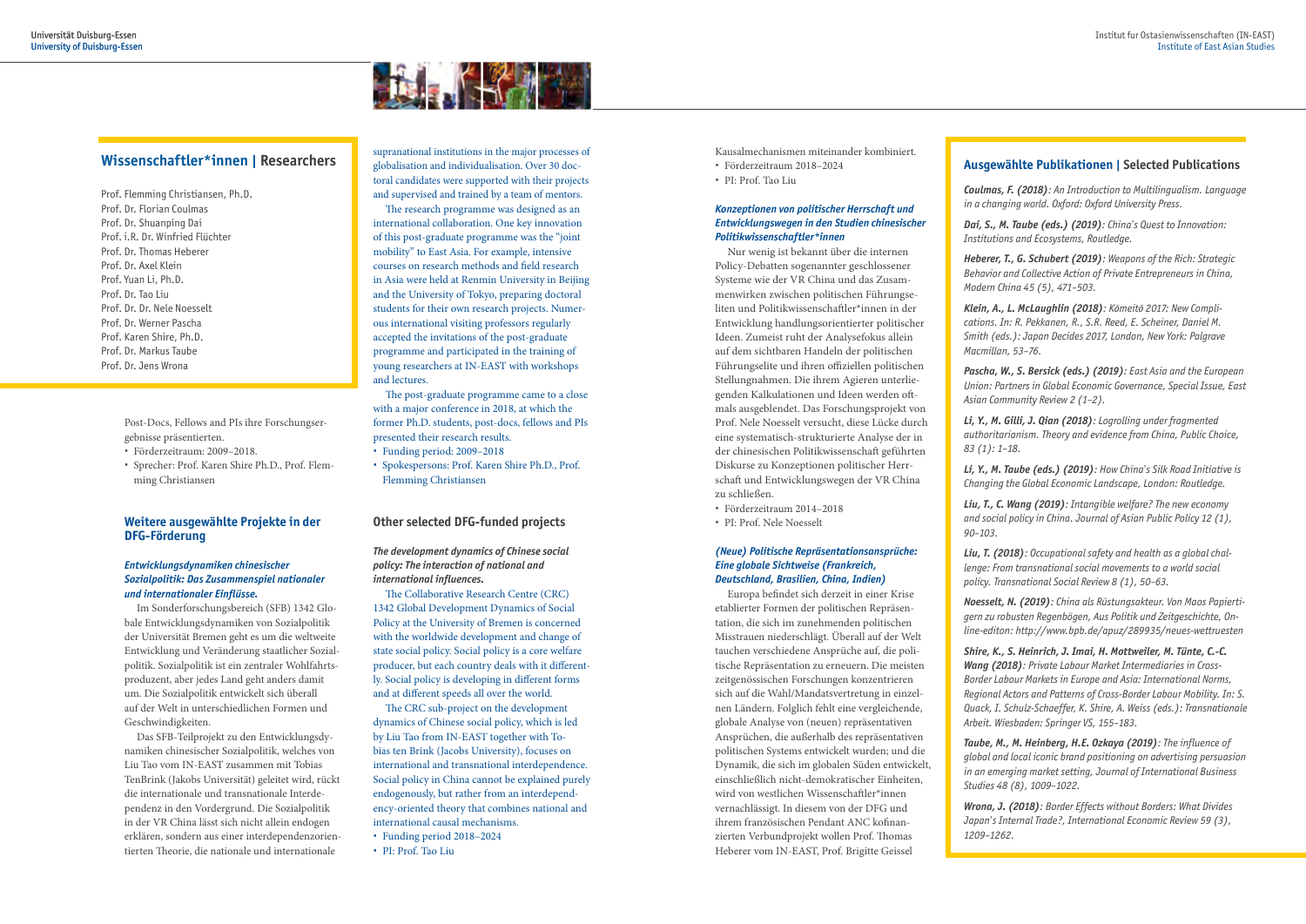## Wissenschaftler*innen | Researchers

Prof. Flemming Christiansen, Ph.D.
Prof. Dr. Florian Coulmas
Prof. Dr. Shuanping Dai
Prof. i.R. Dr. Winfried Flüchter
Prof. Dr. Thomas Heberer
Prof. Dr. Axel Klein
Prof. Yuan Li, Ph.D.
Prof. Dr. Tao Liu
Prof. Dr. Dr. Nele Noesselt
Prof. Dr. Werner Pascha
Prof. Karen Shire, Ph.D.
Prof. Dr. Markus Taube
Prof. Dr. Jens Wrona

Post-Docs, Fellows and PIs ihre Forschungsergebnisse präsentierten.

- Förderzeitraum: 2009–2018.
- Sprecher: Prof. Karen Shire Ph.D., Prof. Flemming Christiansen

## Weitere ausgewählte Projekte in der DFG-Förderung

### *Entwicklungsdynamiken chinesischer Sozialpolitik: Das Zusammenspiel nationaler und internationaler Einflüsse.*

Im Sonderforschungsbereich (SFB) 1342 Globale Entwicklungsdynamiken von Sozialpolitik der Universität Bremen geht es um die weltweite Entwicklung und Veränderung staatlicher Sozialpolitik. Sozialpolitik ist ein zentraler Wohlfahrtsproduzent, aber jedes Land geht anders damit um. Die Sozialpolitik entwickelt sich überall auf der Welt in unterschiedlichen Formen und Geschwindigkeiten.

Das SFB-Teilprojekt zu den Entwicklungsdynamiken chinesischer Sozialpolitik, welches von Liu Tao vom IN-EAST zusammen mit Tobias TenBrink (Jakobs Universität) geleitet wird, rückt die internationale und transnationale Interdependenz in den Vordergrund. Die Sozialpolitik in der VR China lässt sich nicht allein endogen erklären, sondern aus einer interdependenzorientierten Theorie, die nationale und internationale Kausalmechanismen miteinander kombiniert.

- Förderzeitraum 2018–2024
- PI: Prof. Tao Liu

### *Konzeptionen von politischer Herrschaft und Entwicklungswegen in den Studien chinesischer Politikwissenschaftler*innen*

Nur wenig ist bekannt über die internen Policy-Debatten sogenannter geschlossener Systeme wie der VR China und das Zusammenwirken zwischen politischen Führungseliten und Politikwissenschaftler*innen in der Entwicklung handlungsorientierter politischer Ideen. Zumeist ruht der Analysefokus allein auf dem sichtbaren Handeln der politischen Führungselite und ihren offiziellen politischen Stellungnahmen. Die ihrem Agieren unterliegenden Kalkulationen und Ideen werden oftmals ausgeblendet. Das Forschungsprojekt von Prof. Nele Noesselt versucht, diese Lücke durch eine systematisch-strukturierte Analyse der in der chinesischen Politikwissenschaft geführten Diskurse zu Konzeptionen politischer Herrschaft und Entwicklungswegen der VR China zu schließen.

- Förderzeitraum 2014–2018
- PI: Prof. Nele Noesselt

### *(Neue) Politische Repräsentationsansprüche: Eine globale Sichtweise (Frankreich, Deutschland, Brasilien, China, Indien)*

Europa befindet sich derzeit in einer Krise etablierter Formen der politischen Repräsentation, die sich im zunehmenden politischen Misstrauen niederschlägt. Überall auf der Welt tauchen verschiedene Ansprüche auf, die politische Repräsentation zu erneuern. Die meisten zeitgenössischen Forschungen konzentrieren sich auf die Wahl/Mandatsvertretung in einzelnen Ländern. Folglich fehlt eine vergleichende, globale Analyse von (neuen) repräsentativen Ansprüchen, die außerhalb des repräsentativen politischen Systems entwickelt wurden; und die Dynamik, die sich im globalen Süden entwickelt, einschließlich nicht-demokratischer Einheiten, wird von westlichen Wissenschaftler*innen vernachlässigt. In diesem von der DFG und ihrem französischen Pendant ANC kofinanzierten Verbundprojekt wollen Prof. Thomas Heberer von IN-EAST, Prof. Brigitte Geissel

supranational institutions in the major processes of globalisation and individualisation. Over 30 doctoral candidates were supported with their projects and supervised and trained by a team of mentors.

The research programme was designed as an international collaboration. One key innovation of this post-graduate programme was the "joint mobility" to East Asia. For example, intensive courses on research methods and field research in Asia were held at Renmin University in Beijing and the University of Tokyo, preparing doctoral students for their own research projects. Numerous international visiting professors regularly accepted the invitations of the post-graduate programme and participated in the training of young researchers at IN-EAST with workshops and lectures.

The post-graduate programme came to a close with a major conference in 2018, at which the former Ph.D. students, post-docs, fellows and PIs presented their research results.

- Funding period: 2009–2018
- Spokespersons: Prof. Karen Shire Ph.D., Prof. Flemming Christiansen

## Other selected DFG-funded projects

### *The development dynamics of Chinese social policy: The interaction of national and international influences.*

The Collaborative Research Centre (CRC) 1342 Global Development Dynamics of Social Policy at the University of Bremen is concerned with the worldwide development and change of state social policy. Social policy is a core welfare producer, but each country deals with it differently. Social policy is developing in different forms and at different speeds all over the world.

The CRC sub-project on the development dynamics of Chinese social policy, which is led by Liu Tao from IN-EAST together with Tobias ten Brink (Jacobs University), focuses on international and transnational interdependence. Social policy in China cannot be explained purely endogenously, but rather from an interdependency-oriented theory that combines national and international causal mechanisms.

- Funding period 2018–2024
- PI: Prof. Tao Liu

## Ausgewählte Publikationen | Selected Publications

***Coulmas, F. (2018)**: An Introduction to Multilingualism. Language in a changing world. Oxford: Oxford University Press.*

***Dai, S., M. Taube (eds.) (2019)**: China's Quest to Innovation: Institutions and Ecosystems, Routledge.*

***Heberer, T., G. Schubert (2019)**: Weapons of the Rich: Strategic Behavior and Collective Action of Private Entrepreneurs in China, Modern China 45 (5), 471–503.*

***Klein, A., L. McLaughlin (2018)**: Kōmeitō 2017: New Complications. In: R. Pekkanen, R., S.R. Reed, E. Scheiner, Daniel M. Smith (eds.): Japan Decides 2017, London, New York: Palgrave Macmillan, 53–76.*

***Pascha, W., S. Bersick (eds.) (2019)**: East Asia and the European Union: Partners in Global Economic Governance, Special Issue, East Asian Community Review 2 (1–2).*

***Li, Y., M. Gilli, J. Qian (2018)**: Logrolling under fragmented authoritarianism. Theory and evidence from China, Public Choice, 83 (1): 1–18.*

***Li, Y., M. Taube (eds.) (2019)**: How China's Silk Road Initiative is Changing the Global Economic Landscape, London: Routledge.*

***Liu, T., C. Wang (2019)**: Intangible welfare? The new economy and social policy in China. Journal of Asian Public Policy 12 (1), 90–103.*

***Liu, T. (2018)**: Occupational safety and health as a global challenge: From transnational social movements to a world social policy. Transnational Social Review 8 (1), 50–63.*

***Noesselt, N. (2019)**: China als Rüstungsakteur. Von Maos Papiertigern zu robusten Regenbögen, Aus Politik und Zeitgeschichte, Online-editon: http://www.bpb.de/apuz/289935/neues-wettruesten*

***Shire, K., S. Heinrich, J. Imai, H. Mottweiler, M. Tünte, C.-C. Wang (2018)**: Private Labour Market Intermediaries in Cross-Border Labour Markets in Europe and Asia: International Norms, Regional Actors and Patterns of Cross-Border Labour Mobility. In: S. Quack, I. Schulz-Schaeffer, K. Shire, A. Weiss (eds.): Transnationale Arbeit. Wiesbaden: Springer VS, 155–183.*

***Taube, M., M. Heinberg, H.E. Ozkaya (2019)**: The influence of global and local iconic brand positioning on advertising persuasion in an emerging market setting, Journal of International Business Studies 48 (8), 1009–1022.*

***Wrona, J. (2018)**: Border Effects without Borders: What Divides Japan's Internal Trade?, International Economic Review 59 (3), 1209–1262.*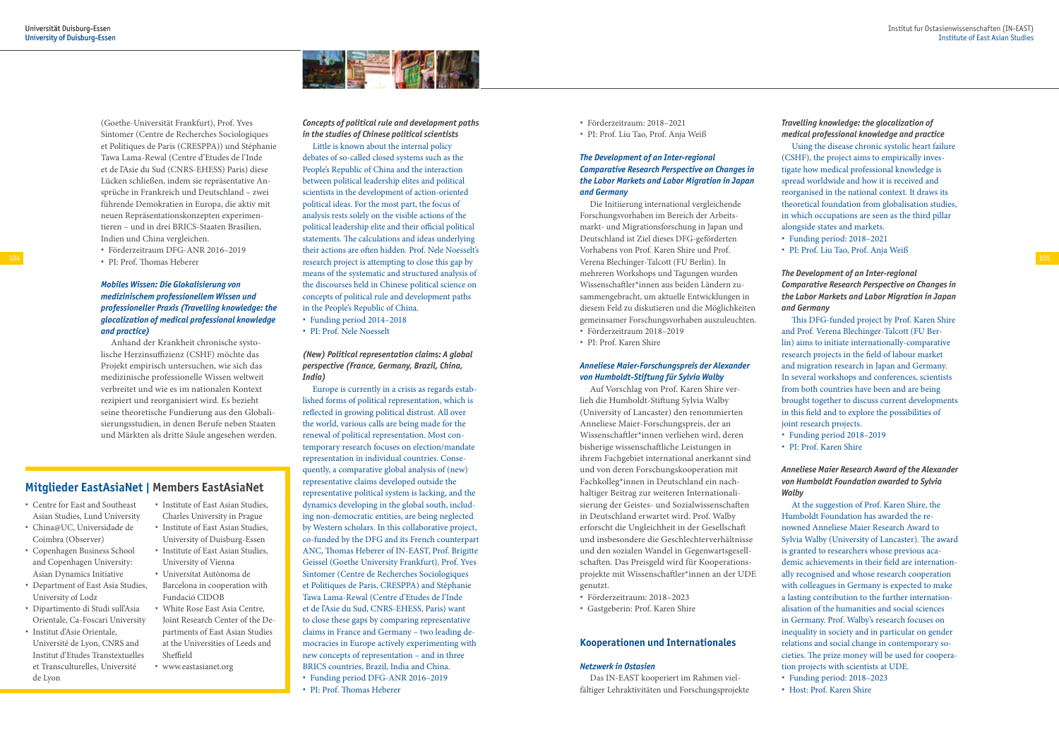(Goethe-Universität Frankfurt), Prof. Yves Sintomer (Centre de Recherches Sociologiques et Politiques de Paris (CRESPPA)) und Stéphanie Tawa Lama-Rewal (Centre d'Etudes de l'Inde et de l'Asie du Sud (CNRS-EHESS) Paris) diese Lücken schließen, indem sie repräsentative Ansprüche in Frankreich und Deutschland – zwei führende Demokratien in Europa, die aktiv mit neuen Repräsentationskonzepten experimentieren – und in drei BRICS-Staaten Brasilien, Indien und China vergleichen.

- Förderzeitraum DFG-ANR 2016–2019
- PI: Prof. Thomas Heberer

***Mobiles Wissen: Die Glokalisierung von medizinischem professionellem Wissen und professioneller Praxis (Travelling knowledge: the glocalization of medical professional knowledge and practice)***

Anhand der Krankheit chronische systolische Herzinsuffizienz (CSHF) möchte das Projekt empirisch untersuchen, wie sich das medizinische professionelle Wissen weltweit verbreitet und wie es im nationalen Kontext rezipiert und reorganisiert wird. Es bezieht seine theoretische Fundierung aus den Globalisierungsstudien, in denen Berufe neben Staaten und Märkten als dritte Säule angesehen werden.

## Mitglieder EastAsiaNet | Members EastAsiaNet

- Centre for East and Southeast Asian Studies, Lund University
- China@UC, Universidade de Coimbra (Observer)
- Copenhagen Business School and Copenhagen University: Asian Dynamics Initiative
- Department of East Asia Studies, University of Lodz
- Dipartimento di Studi sull'Asia Orientale, Ca-Foscari University
- Institut d'Asie Orientale, Université de Lyon, CNRS and Institut d'Etudes Transtextuelles et Transculturelles, Université de Lyon
- Institute of East Asian Studies, Charles University in Prague
- Institute of East Asian Studies, University of Duisburg-Essen
- Institute of East Asian Studies, University of Vienna
- Universitat Autònoma de Barcelona in cooperation with Fundació CIDOB
- White Rose East Asia Centre, Joint Research Center of the Departments of East Asian Studies at the Universities of Leeds and Sheffield
- www.eastasianet.org

***Concepts of political rule and development paths in the studies of Chinese political scientists***

Little is known about the internal policy debates of so-called closed systems such as the People's Republic of China and the interaction between political leadership elites and political scientists in the development of action-oriented political ideas. For the most part, the focus of analysis rests solely on the visible actions of the political leadership elite and their official political statements. The calculations and ideas underlying their actions are often hidden. Prof. Nele Noesselt's research project is attempting to close this gap by means of the systematic and structured analysis of the discourses held in Chinese political science on concepts of political rule and development paths in the People's Republic of China.

- Funding period 2014–2018
- PI: Prof. Nele Noesselt

***(New) Political representation claims: A global perspective (France, Germany, Brazil, China, India)***

Europe is currently in a crisis as regards established forms of political representation, which is reflected in growing political distrust. All over the world, various calls are being made for the renewal of political representation. Most contemporary research focuses on election/mandate representation in individual countries. Consequently, a comparative global analysis of (new) representative claims developed outside the representative political system is lacking, and the dynamics developing in the global south, including non-democratic entities, are being neglected by Western scholars. In this collaborative project, co-funded by the DFG and its French counterpart ANC, Thomas Heberer of IN-EAST, Prof. Brigitte Geissel (Goethe University Frankfurt), Prof. Yves Sintomer (Centre de Recherches Sociologiques et Politiques de Paris, CRESPPA) and Stéphanie Tawa Lama-Rewal (Centre d'Etudes de l'Inde et de l'Asie du Sud, CNRS-EHESS, Paris) want to close these gaps by comparing representative claims in France and Germany – two leading democracies in Europe actively experimenting with new concepts of representation – and in three BRICS countries, Brazil, India and China.

- Funding period DFG-ANR 2016–2019
- PI: Prof. Thomas Heberer

- Förderzeitraum: 2018–2021
- PI: Prof. Liu Tao, Prof. Anja Weiß

***The Development of an Inter-regional Comparative Research Perspective on Changes in the Labor Markets and Labor Migration in Japan and Germany***

Die Initiierung international vergleichende Forschungsvorhaben im Bereich der Arbeitsmarkt- und Migrationsforschung in Japan und Deutschland ist Ziel dieses DFG-geförderten Vorhabens von Prof. Karen Shire und Prof. Verena Blechinger-Talcott (FU Berlin). In mehreren Workshops und Tagungen wurden Wissenschaftler*innen aus beiden Ländern zusammengebracht, um aktuelle Entwicklungen in diesem Feld zu diskutieren und die Möglichkeiten gemeinsamer Forschungsvorhaben auszuleuchten.

- Förderzeitraum 2018–2019
- PI: Prof. Karen Shire

***Anneliese Maier-Forschungspreis der Alexander von Humboldt-Stiftung für Sylvia Walby***

Auf Vorschlag von Prof. Karen Shire verlieh die Humboldt-Stiftung Sylvia Walby (University of Lancaster) den renommierten Anneliese Maier-Forschungspreis, der an Wissenschaftler*innen verliehen wird, deren bisherige wissenschaftliche Leistungen in ihrem Fachgebiet international anerkannt sind und von deren Forschungskooperation mit Fachkolleg*innen in Deutschland ein nachhaltiger Beitrag zur weiteren Internationalisierung der Geistes- und Sozialwissenschaften in Deutschland erwartet wird. Prof. Walby erforscht die Ungleichheit in der Gesellschaft und insbesondere die Geschlechterverhältnisse und den sozialen Wandel in Gegenwartsgesellschaften. Das Preisgeld wird für Kooperationsprojekte mit Wissenschaftler*innen an der UDE genutzt.

- Förderzeitraum: 2018–2023
- Gastgeberin: Prof. Karen Shire

## Kooperationen und Internationales

***Netzwerk in Ostasien***

Das IN-EAST kooperiert im Rahmen vielfältiger Lehraktivitäten und Forschungsprojekte

***Travelling knowledge: the glocalization of medical professional knowledge and practice***

Using the disease chronic systolic heart failure (CSHF), the project aims to empirically investigate how medical professional knowledge is spread worldwide and how it is received and reorganised in the national context. It draws its theoretical foundation from globalisation studies, in which occupations are seen as the third pillar alongside states and markets.

- Funding period: 2018–2021
- PI: Prof. Liu Tao, Prof. Anja Weiß

***The Development of an Inter-regional Comparative Research Perspective on Changes in the Labor Markets and Labor Migration in Japan and Germany***

This DFG-funded project by Prof. Karen Shire and Prof. Verena Blechinger-Talcott (FU Berlin) aims to initiate internationally-comparative research projects in the field of labour market and migration research in Japan and Germany. In several workshops and conferences, scientists from both countries have been and are being brought together to discuss current developments in this field and to explore the possibilities of joint research projects.

- Funding period 2018–2019
- PI: Prof. Karen Shire

***Anneliese Maier Research Award of the Alexander von Humboldt Foundation awarded to Sylvia Walby***

At the suggestion of Prof. Karen Shire, the Humboldt Foundation has awarded the renowned Anneliese Maier Research Award to Sylvia Walby (University of Lancaster). The award is granted to researchers whose previous academic achievements in their field are internationally recognised and whose research cooperation with colleagues in Germany is expected to make a lasting contribution to the further internationalisation of the humanities and social sciences in Germany. Prof. Walby's research focuses on inequality in society and in particular on gender relations and social change in contemporary societies. The prize money will be used for cooperation projects with scientists at UDE.

- Funding period: 2018–2023
- Host: Prof. Karen Shire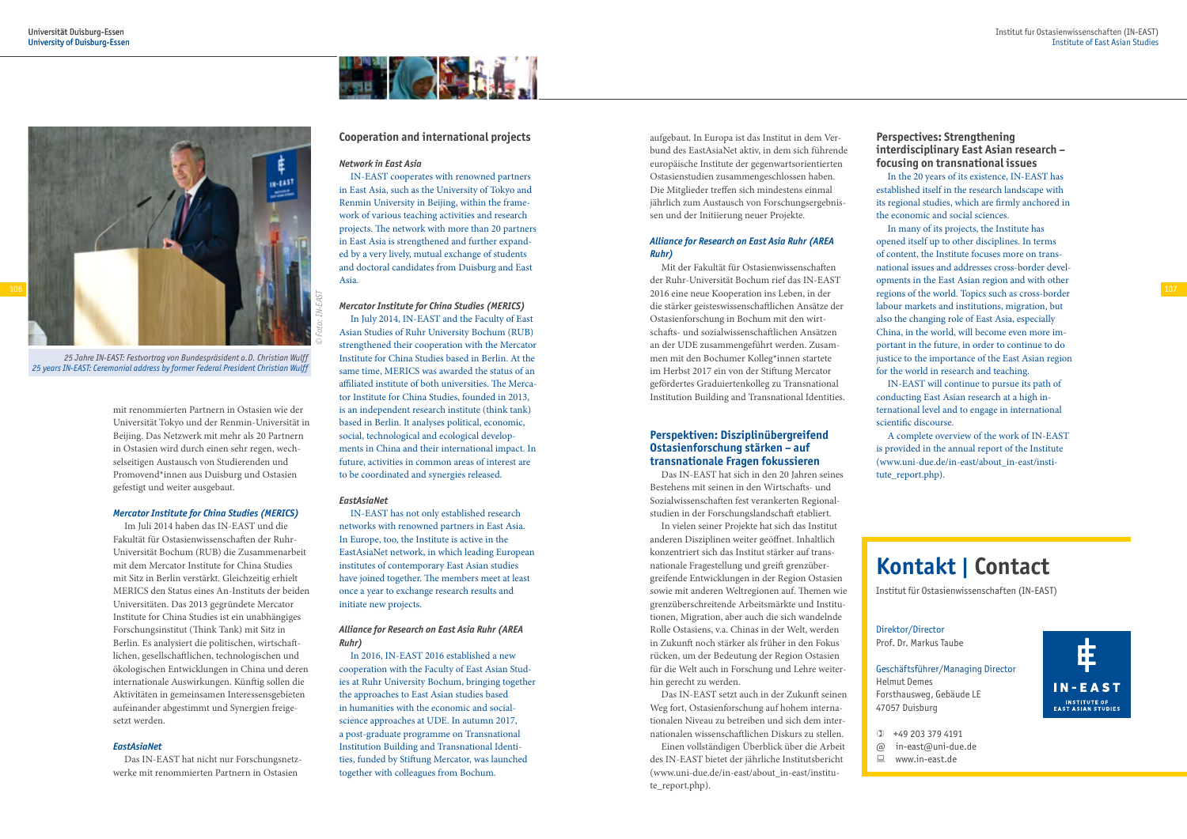25 Jahre IN-EAST: Festvortrag von Bundespräsident a.D. Christian Wulff
25 years IN-EAST: Ceremonial address by former Federal President Christian Wulff

mit renommierten Partnern in Ostasien wie der Universität Tokyo und der Renmin-Universität in Beijing. Das Netzwerk mit mehr als 20 Partnern in Ostasien wird durch einen sehr regen, wechselseitigen Austausch von Studierenden und Promovend*innen aus Duisburg und Ostasien gefestigt und weiter ausgebaut.

### *Mercator Institute for China Studies (MERICS)*

Im Juli 2014 haben das IN-EAST und die Fakultät für Ostasienwissenschaften der Ruhr-Universität Bochum (RUB) die Zusammenarbeit mit dem Mercator Institute for China Studies mit Sitz in Berlin verstärkt. Gleichzeitig erhielt MERICS den Status eines An-Instituts der beiden Universitäten. Das 2013 gegründete Mercator Institute for China Studies ist ein unabhängiges Forschungsinstitut (Think Tank) mit Sitz in Berlin. Es analysiert die politischen, wirtschaftlichen, gesellschaftlichen, technologischen und ökologischen Entwicklungen in China und deren internationale Auswirkungen. Künftig sollen die Aktivitäten in gemeinsamen Interessensgebieten aufeinander abgestimmt und Synergien freigesetzt werden.

### *EastAsiaNet*

Das IN-EAST hat nicht nur Forschungsnetzwerke mit renommierten Partnern in Ostasien aufgebaut. In Europa ist das Institut in dem Verbund des EastAsiaNet aktiv, in dem sich führende europäische Institute der gegenwartsorientierten Ostasienstudien zusammengeschlossen haben. Die Mitglieder treffen sich mindestens einmal jährlich zum Austausch von Forschungsergebnissen und der Initiierung neuer Projekte.

### *Alliance for Research on East Asia Ruhr (AREA Ruhr)*

Mit der Fakultät für Ostasienwissenschaften der Ruhr-Universität Bochum rief das IN-EAST 2016 eine neue Kooperation ins Leben, in der die stärker geisteswissenschaftlichen Ansätze der Ostasienforschung in Bochum mit den wirtschafts- und sozialwissenschaftlichen Ansätzen an der UDE zusammengeführt werden. Zusammen mit den Bochumer Kolleg*innen startete im Herbst 2017 ein von der Stiftung Mercator gefördertes Graduiertenkolleg zu Transnational Institution Building and Transnational Identities.

## Perspektiven: Disziplinübergreifend Ostasienforschung stärken – auf transnationale Fragen fokussieren

Das IN-EAST hat sich in den 20 Jahren seines Bestehens mit seinen in den Wirtschafts- und Sozialwissenschaften fest verankerten Regionalstudien in der Forschungslandschaft etabliert.

In vielen seiner Projekte hat sich das Institut anderen Disziplinen weiter geöffnet. Inhaltlich konzentriert sich das Institut stärker auf transnationale Fragestellung und greift grenzübergreifende Entwicklungen in der Region Ostasien sowie mit anderen Weltregionen auf. Themen wie grenzüberschreitende Arbeitsmärkte und Institutionen, Migration, aber auch die sich wandelnde Rolle Ostasiens, v.a. Chinas in der Welt, werden in Zukunft noch stärker als früher in den Fokus rücken, um der Bedeutung der Region Ostasien für die Welt auch in Forschung und Lehre weiterhin gerecht zu werden.

Das IN-EAST setzt auch in der Zukunft seinen Weg fort, Ostasienforschung auf hohem internationalen Niveau zu betreiben und sich dem internationalen wissenschaftlichen Diskurs zu stellen.

Einen vollständigen Überblick über die Arbeit des IN-EAST bietet der jährliche Institutsbericht (www.uni-due.de/in-east/about_in-east/institute_report.php).

## Cooperation and international projects

### *Network in East Asia*

IN-EAST cooperates with renowned partners in East Asia, such as the University of Tokyo and Renmin University in Beijing, within the framework of various teaching activities and research projects. The network with more than 20 partners in East Asia is strengthened and further expanded by a very lively, mutual exchange of students and doctoral candidates from Duisburg and East Asia.

### *Mercator Institute for China Studies (MERICS)*

In July 2014, IN-EAST and the Faculty of East Asian Studies of Ruhr University Bochum (RUB) strengthened their cooperation with the Mercator Institute for China Studies based in Berlin. At the same time, MERICS was awarded the status of an affiliated institute of both universities. The Mercator Institute for China Studies, founded in 2013, is an independent research institute (think tank) based in Berlin. It analyses political, economic, social, technological and ecological developments in China and their international impact. In future, activities in common areas of interest are to be coordinated and synergies released.

### *EastAsiaNet*

IN-EAST has not only established research networks with renowned partners in East Asia. In Europe, too, the Institute is active in the EastAsiaNet network, in which leading European institutes of contemporary East Asian studies have joined together. The members meet at least once a year to exchange research results and initiate new projects.

### *Alliance for Research on East Asia Ruhr (AREA Ruhr)*

In 2016, IN-EAST 2016 established a new cooperation with the Faculty of East Asian Studies at Ruhr University Bochum, bringing together the approaches to East Asian studies based in humanities with the economic and social-science approaches at UDE. In autumn 2017, a post-graduate programme on Transnational Institution Building and Transnational Identities, funded by Stiftung Mercator, was launched together with colleagues from Bochum.

## Perspectives: Strengthening interdisciplinary East Asian research – focusing on transnational issues

In the 20 years of its existence, IN-EAST has established itself in the research landscape with its regional studies, which are firmly anchored in the economic and social sciences.

In many of its projects, the Institute has opened itself up to other disciplines. In terms of content, the Institute focuses more on transnational issues and addresses cross-border developments in the East Asian region and with other regions of the world. Topics such as cross-border labour markets and institutions, migration, but also the changing role of East Asia, especially China, in the world, will become even more important in the future, in order to continue to do justice to the importance of the East Asian region for the world in research and teaching.

IN-EAST will continue to pursue its path of conducting East Asian research at a high international level and to engage in international scientific discourse.

A complete overview of the work of IN-EAST is provided in the annual report of the Institute (www.uni-due.de/in-east/about_in-east/institute_report.php).

# Kontakt | Contact

Institut für Ostasienwissenschaften (IN-EAST)

Direktor/Director
Prof. Dr. Markus Taube

Geschäftsführer/Managing Director
Helmut Demes
Forsthausweg, Gebäude LE
47057 Duisburg

+49 203 379 4191
in-east@uni-due.de
www.in-east.de